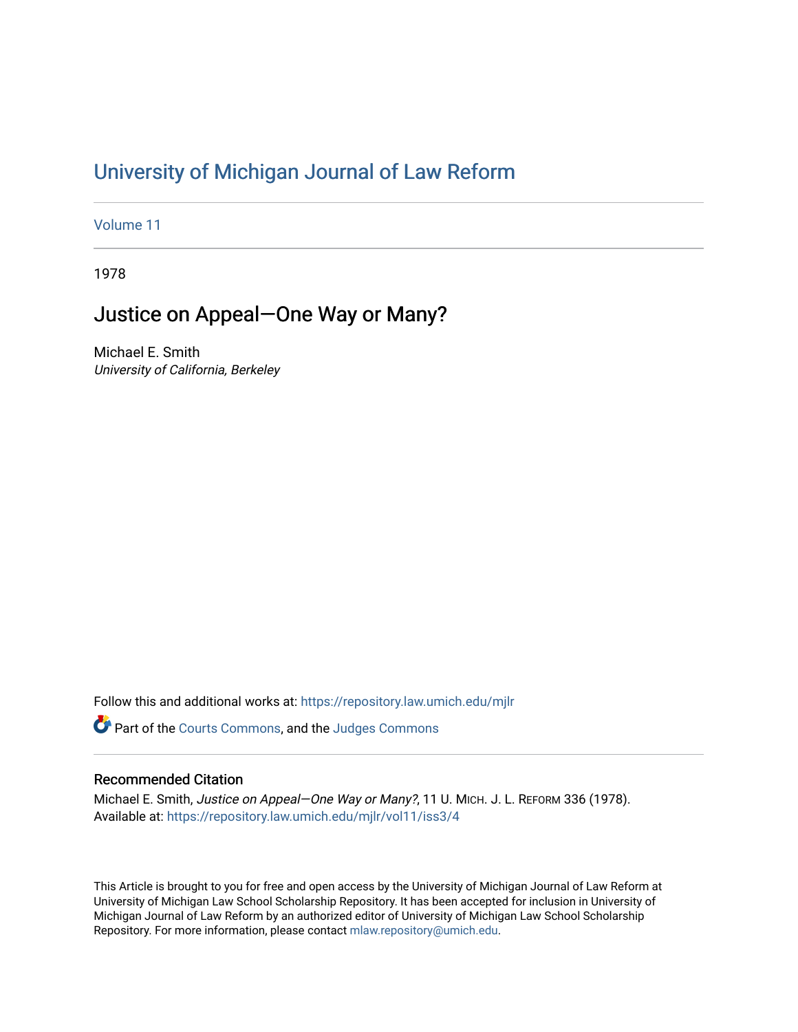# University of Michigan Journal of Law Reform

Volume 11

1978

## Justice on Appeal—One Way or Many?

Michael E. Smith
*University of California, Berkeley*

Follow this and additional works at: https://repository.law.umich.edu/mjlr

Part of the Courts Commons, and the Judges Commons

### Recommended Citation

Michael E. Smith, *Justice on Appeal—One Way or Many?*, 11 U. MICH. J. L. REFORM 336 (1978).
Available at: https://repository.law.umich.edu/mjlr/vol11/iss3/4

This Article is brought to you for free and open access by the University of Michigan Journal of Law Reform at University of Michigan Law School Scholarship Repository. It has been accepted for inclusion in University of Michigan Journal of Law Reform by an authorized editor of University of Michigan Law School Scholarship Repository. For more information, please contact mlaw.repository@umich.edu.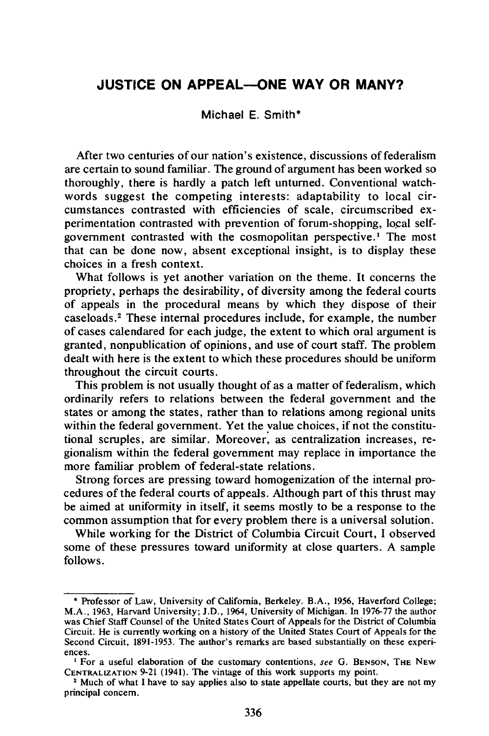## JUSTICE ON APPEAL—ONE WAY OR MANY?

Michael E. Smith*

After two centuries of our nation's existence, discussions of federalism are certain to sound familiar. The ground of argument has been worked so thoroughly, there is hardly a patch left unturned. Conventional watchwords suggest the competing interests: adaptability to local circumstances contrasted with efficiencies of scale, circumscribed experimentation contrasted with prevention of forum-shopping, local self-government contrasted with the cosmopolitan perspective.[1] The most that can be done now, absent exceptional insight, is to display these choices in a fresh context.

What follows is yet another variation on the theme. It concerns the propriety, perhaps the desirability, of diversity among the federal courts of appeals in the procedural means by which they dispose of their caseloads.[2] These internal procedures include, for example, the number of cases calendared for each judge, the extent to which oral argument is granted, nonpublication of opinions, and use of court staff. The problem dealt with here is the extent to which these procedures should be uniform throughout the circuit courts.

This problem is not usually thought of as a matter of federalism, which ordinarily refers to relations between the federal government and the states or among the states, rather than to relations among regional units within the federal government. Yet the value choices, if not the constitutional scruples, are similar. Moreover, as centralization increases, regionalism within the federal government may replace in importance the more familiar problem of federal-state relations.

Strong forces are pressing toward homogenization of the internal procedures of the federal courts of appeals. Although part of this thrust may be aimed at uniformity in itself, it seems mostly to be a response to the common assumption that for every problem there is a universal solution.

While working for the District of Columbia Circuit Court, I observed some of these pressures toward uniformity at close quarters. A sample follows.

---

\* Professor of Law, University of California, Berkeley. B.A., 1956, Haverford College; M.A., 1963, Harvard University; J.D., 1964, University of Michigan. In 1976-77 the author was Chief Staff Counsel of the United States Court of Appeals for the District of Columbia Circuit. He is currently working on a history of the United States Court of Appeals for the Second Circuit, 1891-1953. The author's remarks are based substantially on these experiences.

[1] For a useful elaboration of the customary contentions, *see* G. BENSON, THE NEW CENTRALIZATION 9-21 (1941). The vintage of this work supports my point.

[2] Much of what I have to say applies also to state appellate courts, but they are not my principal concern.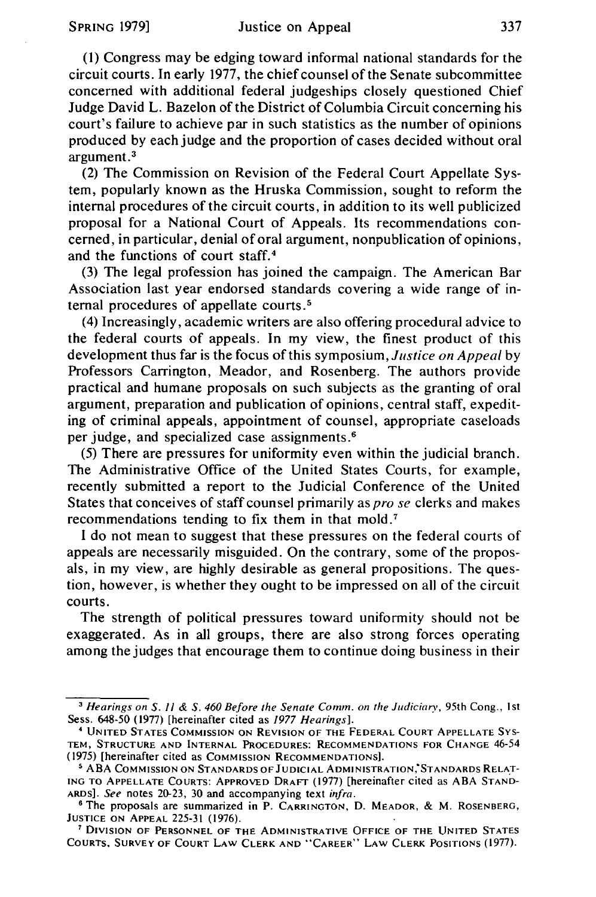(1) Congress may be edging toward informal national standards for the circuit courts. In early 1977, the chief counsel of the Senate subcommittee concerned with additional federal judgeships closely questioned Chief Judge David L. Bazelon of the District of Columbia Circuit concerning his court's failure to achieve par in such statistics as the number of opinions produced by each judge and the proportion of cases decided without oral argument.[3]

(2) The Commission on Revision of the Federal Court Appellate System, popularly known as the Hruska Commission, sought to reform the internal procedures of the circuit courts, in addition to its well publicized proposal for a National Court of Appeals. Its recommendations concerned, in particular, denial of oral argument, nonpublication of opinions, and the functions of court staff.[4]

(3) The legal profession has joined the campaign. The American Bar Association last year endorsed standards covering a wide range of internal procedures of appellate courts.[5]

(4) Increasingly, academic writers are also offering procedural advice to the federal courts of appeals. In my view, the finest product of this development thus far is the focus of this symposium, *Justice on Appeal* by Professors Carrington, Meador, and Rosenberg. The authors provide practical and humane proposals on such subjects as the granting of oral argument, preparation and publication of opinions, central staff, expediting of criminal appeals, appointment of counsel, appropriate caseloads per judge, and specialized case assignments.[6]

(5) There are pressures for uniformity even within the judicial branch. The Administrative Office of the United States Courts, for example, recently submitted a report to the Judicial Conference of the United States that conceives of staff counsel primarily as *pro se* clerks and makes recommendations tending to fix them in that mold.[7]

I do not mean to suggest that these pressures on the federal courts of appeals are necessarily misguided. On the contrary, some of the proposals, in my view, are highly desirable as general propositions. The question, however, is whether they ought to be impressed on all of the circuit courts.

The strength of political pressures toward uniformity should not be exaggerated. As in all groups, there are also strong forces operating among the judges that encourage them to continue doing business in their

---

[3] *Hearings on S. 11 & S. 460 Before the Senate Comm. on the Judiciary*, 95th Cong., 1st Sess. 648-50 (1977) [hereinafter cited as *1977 Hearings*].

[4] UNITED STATES COMMISSION ON REVISION OF THE FEDERAL COURT APPELLATE SYSTEM, STRUCTURE AND INTERNAL PROCEDURES: RECOMMENDATIONS FOR CHANGE 46-54 (1975) [hereinafter cited as COMMISSION RECOMMENDATIONS].

[5] ABA COMMISSION ON STANDARDS OF JUDICIAL ADMINISTRATION, STANDARDS RELATING TO APPELLATE COURTS: APPROVED DRAFT (1977) [hereinafter cited as ABA STANDARDS]. *See* notes 20-23, 30 and accompanying text *infra*.

[6] The proposals are summarized in P. CARRINGTON, D. MEADOR, & M. ROSENBERG, JUSTICE ON APPEAL 225-31 (1976).

[7] DIVISION OF PERSONNEL OF THE ADMINISTRATIVE OFFICE OF THE UNITED STATES COURTS, SURVEY OF COURT LAW CLERK AND "CAREER" LAW CLERK POSITIONS (1977).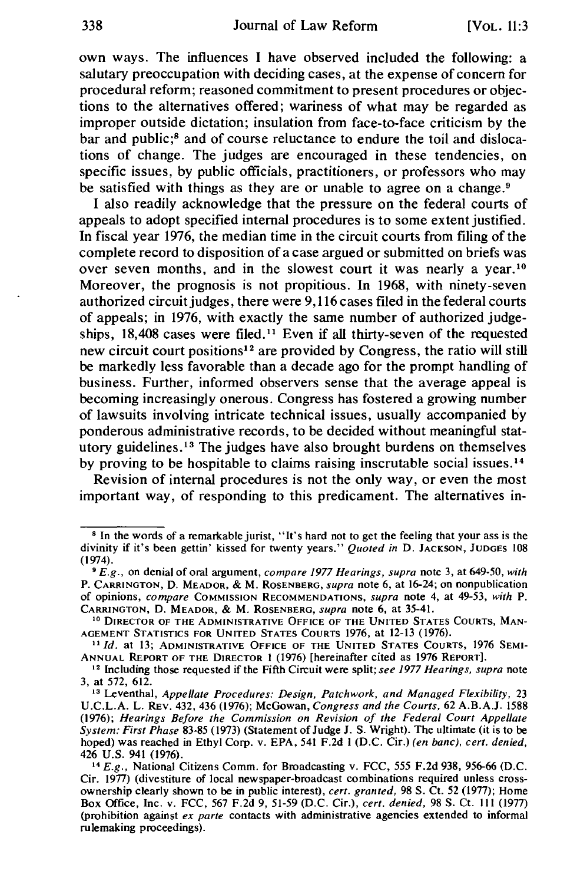own ways. The influences I have observed included the following: a salutary preoccupation with deciding cases, at the expense of concern for procedural reform; reasoned commitment to present procedures or objections to the alternatives offered; wariness of what may be regarded as improper outside dictation; insulation from face-to-face criticism by the bar and public;[8] and of course reluctance to endure the toil and dislocations of change. The judges are encouraged in these tendencies, on specific issues, by public officials, practitioners, or professors who may be satisfied with things as they are or unable to agree on a change.[9]

I also readily acknowledge that the pressure on the federal courts of appeals to adopt specified internal procedures is to some extent justified. In fiscal year 1976, the median time in the circuit courts from filing of the complete record to disposition of a case argued or submitted on briefs was over seven months, and in the slowest court it was nearly a year.[10] Moreover, the prognosis is not propitious. In 1968, with ninety-seven authorized circuit judges, there were 9,116 cases filed in the federal courts of appeals; in 1976, with exactly the same number of authorized judgeships, 18,408 cases were filed.[11] Even if all thirty-seven of the requested new circuit court positions[12] are provided by Congress, the ratio will still be markedly less favorable than a decade ago for the prompt handling of business. Further, informed observers sense that the average appeal is becoming increasingly onerous. Congress has fostered a growing number of lawsuits involving intricate technical issues, usually accompanied by ponderous administrative records, to be decided without meaningful statutory guidelines.[13] The judges have also brought burdens on themselves by proving to be hospitable to claims raising inscrutable social issues.[14]

Revision of internal procedures is not the only way, or even the most important way, of responding to this predicament. The alternatives in-

---

[8] In the words of a remarkable jurist, "It's hard not to get the feeling that your ass is the divinity if it's been gettin' kissed for twenty years." *Quoted in* D. JACKSON, JUDGES 108 (1974).

[9] *E.g.*, on denial of oral argument, *compare 1977 Hearings*, *supra* note 3, at 649-50, *with* P. CARRINGTON, D. MEADOR, & M. ROSENBERG, *supra* note 6, at 16-24; on nonpublication of opinions, *compare* COMMISSION RECOMMENDATIONS, *supra* note 4, at 49-53, *with* P. CARRINGTON, D. MEADOR, & M. ROSENBERG, *supra* note 6, at 35-41.

[10] DIRECTOR OF THE ADMINISTRATIVE OFFICE OF THE UNITED STATES COURTS, MANAGEMENT STATISTICS FOR UNITED STATES COURTS 1976, at 12-13 (1976).

[11] *Id.* at 13; ADMINISTRATIVE OFFICE OF THE UNITED STATES COURTS, 1976 SEMI-ANNUAL REPORT OF THE DIRECTOR 1 (1976) [hereinafter cited as 1976 REPORT].

[12] Including those requested if the Fifth Circuit were split; *see 1977 Hearings*, *supra* note 3, at 572, 612.

[13] Leventhal, *Appellate Procedures: Design, Patchwork, and Managed Flexibility*, 23 U.C.L.A. L. REV. 432, 436 (1976); McGowan, *Congress and the Courts*, 62 A.B.A.J. 1588 (1976); *Hearings Before the Commission on Revision of the Federal Court Appellate System: First Phase* 83-85 (1973) (Statement of Judge J. S. Wright). The ultimate (it is to be hoped) was reached in Ethyl Corp. v. EPA, 541 F.2d 1 (D.C. Cir.) *(en banc)*, *cert. denied*, 426 U.S. 941 (1976).

[14] *E.g.*, National Citizens Comm. for Broadcasting v. FCC, 555 F.2d 938, 956-66 (D.C. Cir. 1977) (divestiture of local newspaper-broadcast combinations required unless cross-ownership clearly shown to be in public interest), *cert. granted*, 98 S. Ct. 52 (1977); Home Box Office, Inc. v. FCC, 567 F.2d 9, 51-59 (D.C. Cir.), *cert. denied*, 98 S. Ct. 111 (1977) (prohibition against *ex parte* contacts with administrative agencies extended to informal rulemaking proceedings).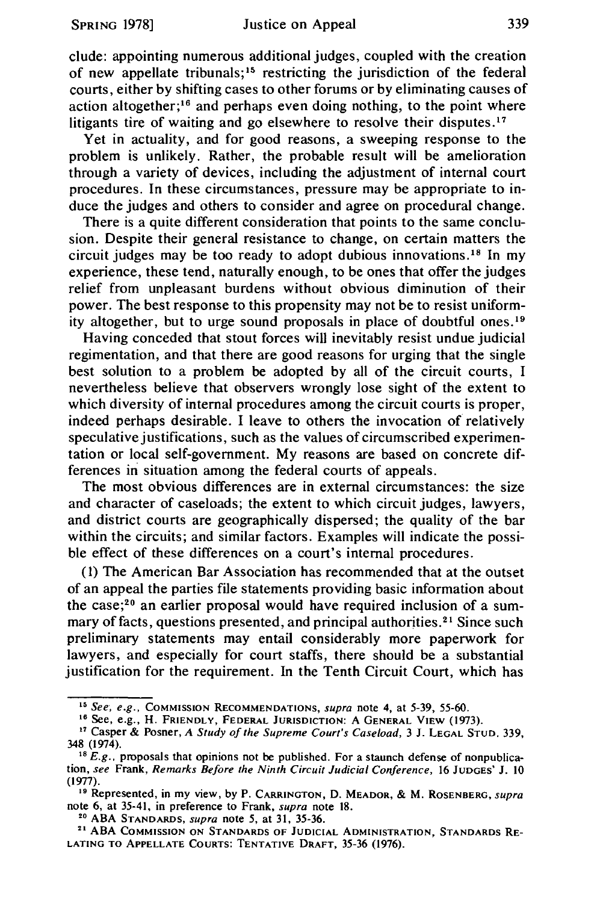clude: appointing numerous additional judges, coupled with the creation of new appellate tribunals;[15] restricting the jurisdiction of the federal courts, either by shifting cases to other forums or by eliminating causes of action altogether;[16] and perhaps even doing nothing, to the point where litigants tire of waiting and go elsewhere to resolve their disputes.[17]

Yet in actuality, and for good reasons, a sweeping response to the problem is unlikely. Rather, the probable result will be amelioration through a variety of devices, including the adjustment of internal court procedures. In these circumstances, pressure may be appropriate to induce the judges and others to consider and agree on procedural change.

There is a quite different consideration that points to the same conclusion. Despite their general resistance to change, on certain matters the circuit judges may be too ready to adopt dubious innovations.[18] In my experience, these tend, naturally enough, to be ones that offer the judges relief from unpleasant burdens without obvious diminution of their power. The best response to this propensity may not be to resist uniformity altogether, but to urge sound proposals in place of doubtful ones.[19]

Having conceded that stout forces will inevitably resist undue judicial regimentation, and that there are good reasons for urging that the single best solution to a problem be adopted by all of the circuit courts, I nevertheless believe that observers wrongly lose sight of the extent to which diversity of internal procedures among the circuit courts is proper, indeed perhaps desirable. I leave to others the invocation of relatively speculative justifications, such as the values of circumscribed experimentation or local self-government. My reasons are based on concrete differences in situation among the federal courts of appeals.

The most obvious differences are in external circumstances: the size and character of caseloads; the extent to which circuit judges, lawyers, and district courts are geographically dispersed; the quality of the bar within the circuits; and similar factors. Examples will indicate the possible effect of these differences on a court's internal procedures.

(1) The American Bar Association has recommended that at the outset of an appeal the parties file statements providing basic information about the case;[20] an earlier proposal would have required inclusion of a summary of facts, questions presented, and principal authorities.[21] Since such preliminary statements may entail considerably more paperwork for lawyers, and especially for court staffs, there should be a substantial justification for the requirement. In the Tenth Circuit Court, which has

---

[15] *See, e.g.*, COMMISSION RECOMMENDATIONS, *supra* note 4, at 5-39, 55-60.

[16] See, e.g., H. FRIENDLY, FEDERAL JURISDICTION: A GENERAL VIEW (1973).

[17] Casper & Posner, *A Study of the Supreme Court's Caseload*, 3 J. LEGAL STUD. 339, 348 (1974).

[18] *E.g.*, proposals that opinions not be published. For a staunch defense of nonpublication, *see* Frank, *Remarks Before the Ninth Circuit Judicial Conference*, 16 JUDGES' J. 10 (1977).

[19] Represented, in my view, by P. CARRINGTON, D. MEADOR, & M. ROSENBERG, *supra* note 6, at 35-41, in preference to Frank, *supra* note 18.

[20] ABA STANDARDS, *supra* note 5, at 31, 35-36.

[21] ABA COMMISSION ON STANDARDS OF JUDICIAL ADMINISTRATION, STANDARDS RELATING TO APPELLATE COURTS: TENTATIVE DRAFT, 35-36 (1976).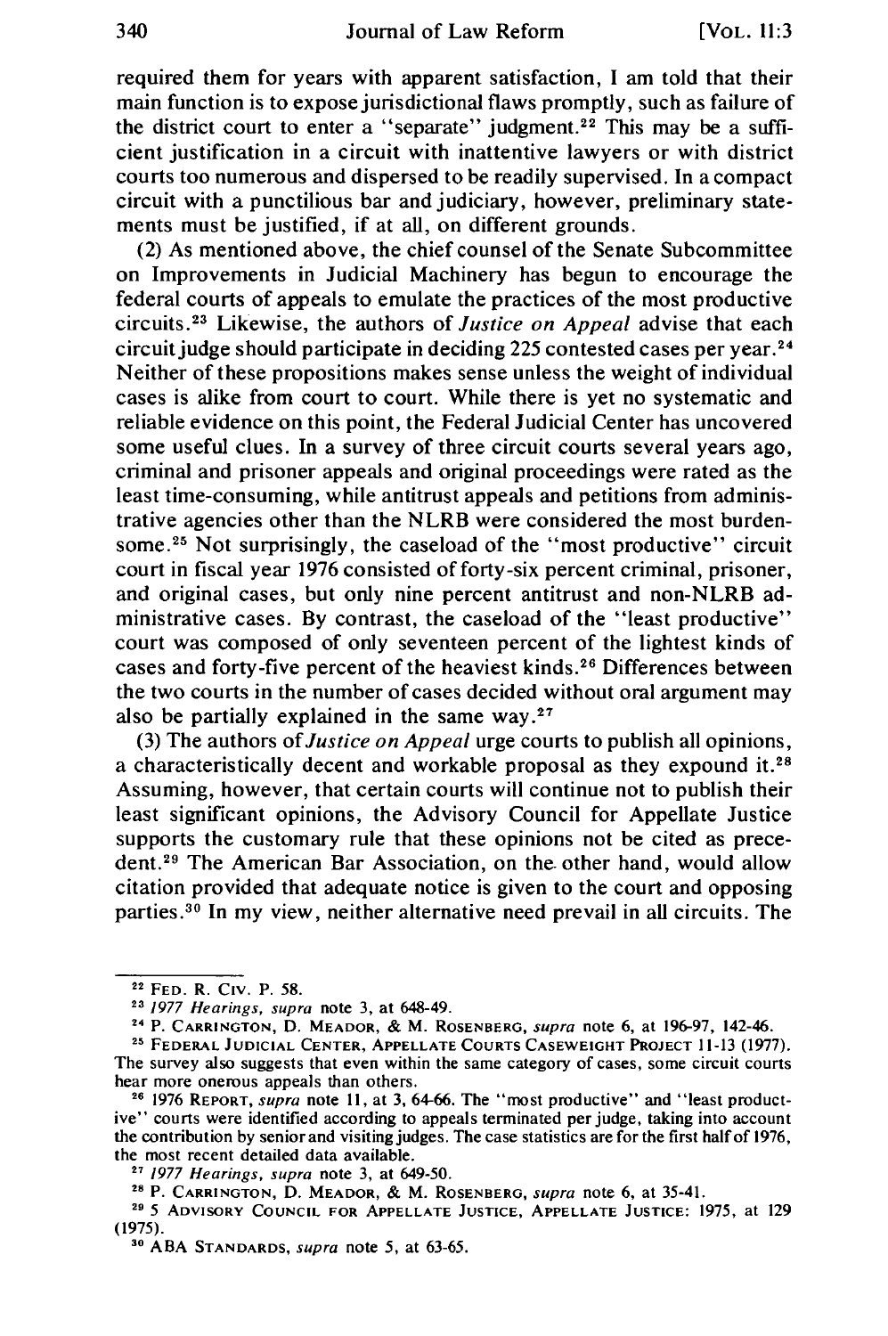required them for years with apparent satisfaction, I am told that their main function is to expose jurisdictional flaws promptly, such as failure of the district court to enter a "separate" judgment.[22] This may be a sufficient justification in a circuit with inattentive lawyers or with district courts too numerous and dispersed to be readily supervised. In a compact circuit with a punctilious bar and judiciary, however, preliminary statements must be justified, if at all, on different grounds.

(2) As mentioned above, the chief counsel of the Senate Subcommittee on Improvements in Judicial Machinery has begun to encourage the federal courts of appeals to emulate the practices of the most productive circuits.[23] Likewise, the authors of *Justice on Appeal* advise that each circuit judge should participate in deciding 225 contested cases per year.[24] Neither of these propositions makes sense unless the weight of individual cases is alike from court to court. While there is yet no systematic and reliable evidence on this point, the Federal Judicial Center has uncovered some useful clues. In a survey of three circuit courts several years ago, criminal and prisoner appeals and original proceedings were rated as the least time-consuming, while antitrust appeals and petitions from administrative agencies other than the NLRB were considered the most burdensome.[25] Not surprisingly, the caseload of the "most productive" circuit court in fiscal year 1976 consisted of forty-six percent criminal, prisoner, and original cases, but only nine percent antitrust and non-NLRB administrative cases. By contrast, the caseload of the "least productive" court was composed of only seventeen percent of the lightest kinds of cases and forty-five percent of the heaviest kinds.[26] Differences between the two courts in the number of cases decided without oral argument may also be partially explained in the same way.[27]

(3) The authors of *Justice on Appeal* urge courts to publish all opinions, a characteristically decent and workable proposal as they expound it.[28] Assuming, however, that certain courts will continue not to publish their least significant opinions, the Advisory Council for Appellate Justice supports the customary rule that these opinions not be cited as precedent.[29] The American Bar Association, on the other hand, would allow citation provided that adequate notice is given to the court and opposing parties.[30] In my view, neither alternative need prevail in all circuits. The

---

[22] FED. R. CIV. P. 58.

[23] *1977 Hearings, supra* note 3, at 648-49.

[24] P. CARRINGTON, D. MEADOR, & M. ROSENBERG, *supra* note 6, at 196-97, 142-46.

[25] FEDERAL JUDICIAL CENTER, APPELLATE COURTS CASEWEIGHT PROJECT 11-13 (1977). The survey also suggests that even within the same category of cases, some circuit courts hear more onerous appeals than others.

[26] 1976 REPORT, *supra* note 11, at 3, 64-66. The "most productive" and "least productive" courts were identified according to appeals terminated per judge, taking into account the contribution by senior and visiting judges. The case statistics are for the first half of 1976, the most recent detailed data available.

[27] *1977 Hearings, supra* note 3, at 649-50.

[28] P. CARRINGTON, D. MEADOR, & M. ROSENBERG, *supra* note 6, at 35-41.

[29] 5 ADVISORY COUNCIL FOR APPELLATE JUSTICE, APPELLATE JUSTICE: 1975, at 129 (1975).

[30] ABA STANDARDS, *supra* note 5, at 63-65.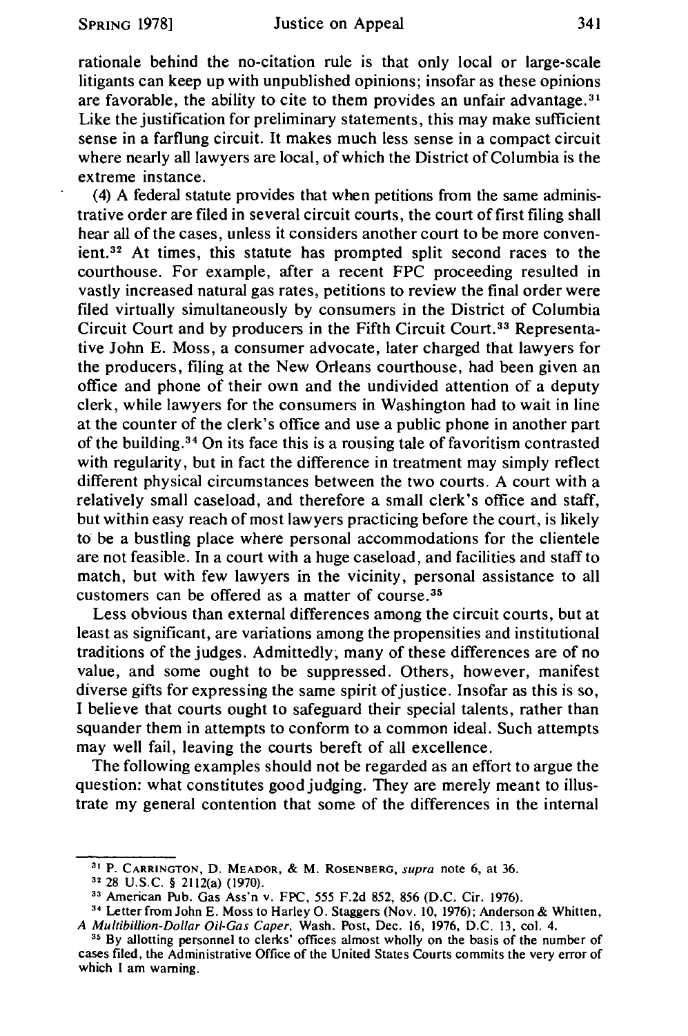rationale behind the no-citation rule is that only local or large-scale litigants can keep up with unpublished opinions; insofar as these opinions are favorable, the ability to cite to them provides an unfair advantage.[31] Like the justification for preliminary statements, this may make sufficient sense in a farflung circuit. It makes much less sense in a compact circuit where nearly all lawyers are local, of which the District of Columbia is the extreme instance.

(4) A federal statute provides that when petitions from the same administrative order are filed in several circuit courts, the court of first filing shall hear all of the cases, unless it considers another court to be more convenient.[32] At times, this statute has prompted split second races to the courthouse. For example, after a recent FPC proceeding resulted in vastly increased natural gas rates, petitions to review the final order were filed virtually simultaneously by consumers in the District of Columbia Circuit Court and by producers in the Fifth Circuit Court.[33] Representative John E. Moss, a consumer advocate, later charged that lawyers for the producers, filing at the New Orleans courthouse, had been given an office and phone of their own and the undivided attention of a deputy clerk, while lawyers for the consumers in Washington had to wait in line at the counter of the clerk's office and use a public phone in another part of the building.[34] On its face this is a rousing tale of favoritism contrasted with regularity, but in fact the difference in treatment may simply reflect different physical circumstances between the two courts. A court with a relatively small caseload, and therefore a small clerk's office and staff, but within easy reach of most lawyers practicing before the court, is likely to be a bustling place where personal accommodations for the clientele are not feasible. In a court with a huge caseload, and facilities and staff to match, but with few lawyers in the vicinity, personal assistance to all customers can be offered as a matter of course.[35]

Less obvious than external differences among the circuit courts, but at least as significant, are variations among the propensities and institutional traditions of the judges. Admittedly, many of these differences are of no value, and some ought to be suppressed. Others, however, manifest diverse gifts for expressing the same spirit of justice. Insofar as this is so, I believe that courts ought to safeguard their special talents, rather than squander them in attempts to conform to a common ideal. Such attempts may well fail, leaving the courts bereft of all excellence.

The following examples should not be regarded as an effort to argue the question: what constitutes good judging. They are merely meant to illustrate my general contention that some of the differences in the internal

---

[31] P. CARRINGTON, D. MEADOR, & M. ROSENBERG, *supra* note 6, at 36.

[32] 28 U.S.C. § 2112(a) (1970).

[33] American Pub. Gas Ass'n v. FPC, 555 F.2d 852, 856 (D.C. Cir. 1976).

[34] Letter from John E. Moss to Harley O. Staggers (Nov. 10, 1976); Anderson & Whitten, *A Multibillion-Dollar Oil-Gas Caper*, Wash. Post, Dec. 16, 1976, D.C. 13, col. 4.

[35] By allotting personnel to clerks' offices almost wholly on the basis of the number of cases filed, the Administrative Office of the United States Courts commits the very error of which I am warning.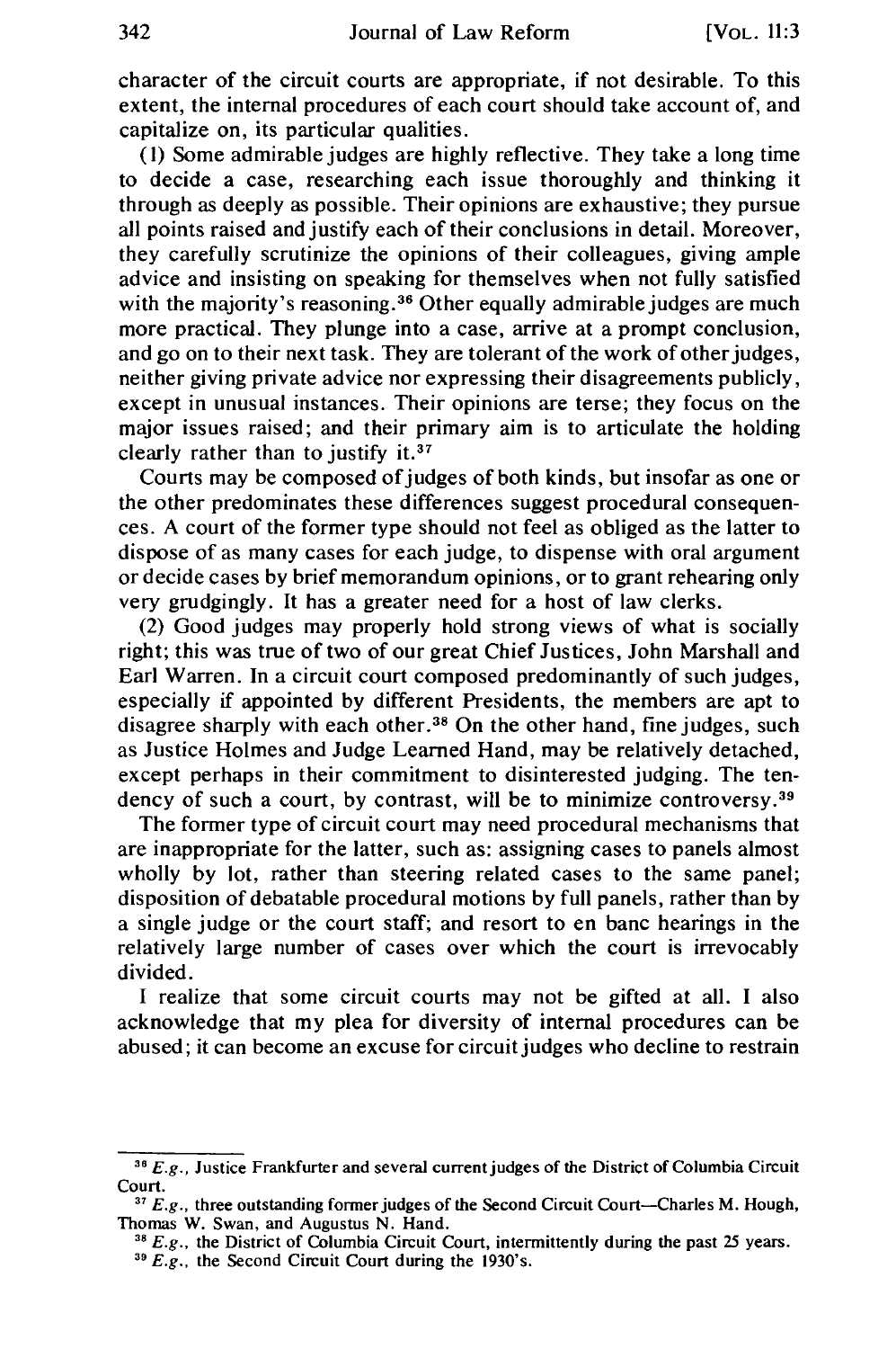character of the circuit courts are appropriate, if not desirable. To this extent, the internal procedures of each court should take account of, and capitalize on, its particular qualities.

(1) Some admirable judges are highly reflective. They take a long time to decide a case, researching each issue thoroughly and thinking it through as deeply as possible. Their opinions are exhaustive; they pursue all points raised and justify each of their conclusions in detail. Moreover, they carefully scrutinize the opinions of their colleagues, giving ample advice and insisting on speaking for themselves when not fully satisfied with the majority's reasoning.[36] Other equally admirable judges are much more practical. They plunge into a case, arrive at a prompt conclusion, and go on to their next task. They are tolerant of the work of other judges, neither giving private advice nor expressing their disagreements publicly, except in unusual instances. Their opinions are terse; they focus on the major issues raised; and their primary aim is to articulate the holding clearly rather than to justify it.[37]

Courts may be composed of judges of both kinds, but insofar as one or the other predominates these differences suggest procedural consequences. A court of the former type should not feel as obliged as the latter to dispose of as many cases for each judge, to dispense with oral argument or decide cases by brief memorandum opinions, or to grant rehearing only very grudgingly. It has a greater need for a host of law clerks.

(2) Good judges may properly hold strong views of what is socially right; this was true of two of our great Chief Justices, John Marshall and Earl Warren. In a circuit court composed predominantly of such judges, especially if appointed by different Presidents, the members are apt to disagree sharply with each other.[38] On the other hand, fine judges, such as Justice Holmes and Judge Learned Hand, may be relatively detached, except perhaps in their commitment to disinterested judging. The tendency of such a court, by contrast, will be to minimize controversy.[39]

The former type of circuit court may need procedural mechanisms that are inappropriate for the latter, such as: assigning cases to panels almost wholly by lot, rather than steering related cases to the same panel; disposition of debatable procedural motions by full panels, rather than by a single judge or the court staff; and resort to en banc hearings in the relatively large number of cases over which the court is irrevocably divided.

I realize that some circuit courts may not be gifted at all. I also acknowledge that my plea for diversity of internal procedures can be abused; it can become an excuse for circuit judges who decline to restrain

---

[36] *E.g.*, Justice Frankfurter and several current judges of the District of Columbia Circuit Court.

[37] *E.g.*, three outstanding former judges of the Second Circuit Court—Charles M. Hough, Thomas W. Swan, and Augustus N. Hand.

[38] *E.g.*, the District of Columbia Circuit Court, intermittently during the past 25 years.

[39] *E.g.*, the Second Circuit Court during the 1930's.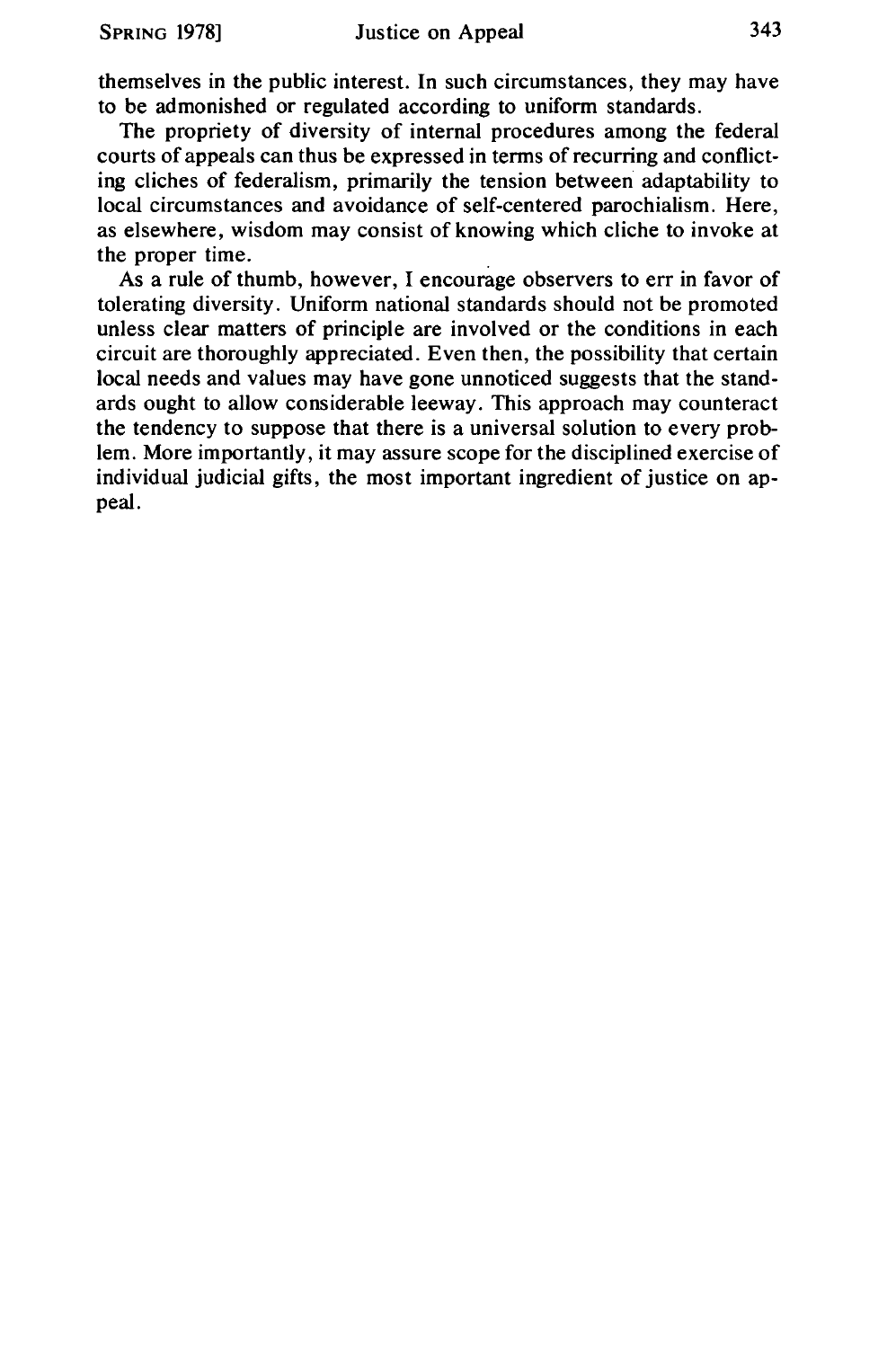themselves in the public interest. In such circumstances, they may have to be admonished or regulated according to uniform standards.

The propriety of diversity of internal procedures among the federal courts of appeals can thus be expressed in terms of recurring and conflicting cliches of federalism, primarily the tension between adaptability to local circumstances and avoidance of self-centered parochialism. Here, as elsewhere, wisdom may consist of knowing which cliche to invoke at the proper time.

As a rule of thumb, however, I encourage observers to err in favor of tolerating diversity. Uniform national standards should not be promoted unless clear matters of principle are involved or the conditions in each circuit are thoroughly appreciated. Even then, the possibility that certain local needs and values may have gone unnoticed suggests that the standards ought to allow considerable leeway. This approach may counteract the tendency to suppose that there is a universal solution to every problem. More importantly, it may assure scope for the disciplined exercise of individual judicial gifts, the most important ingredient of justice on appeal.